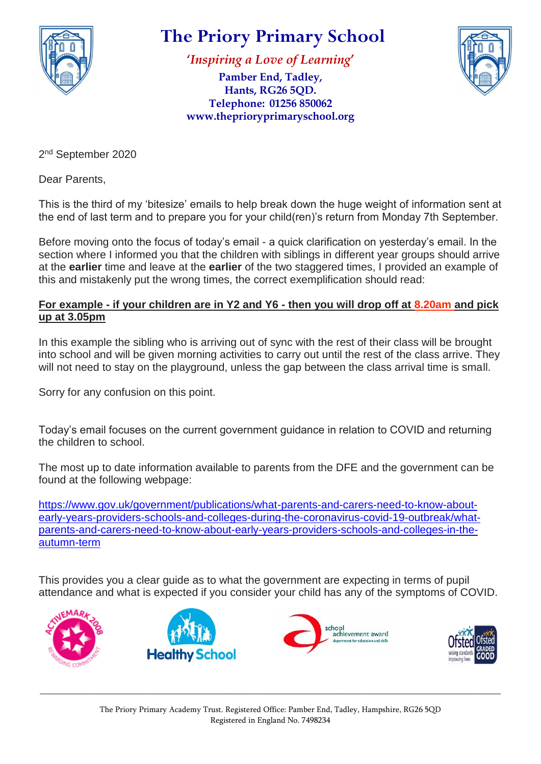# The Priory Primary School

*'Inspiring a Love of Learning'*

**Pamber End, Tadley,**
**Hants, RG26 5QD.**
**Telephone: 01256 850062**
**www.theprioryprimaryschool.org**

2nd September 2020

Dear Parents,

This is the third of my 'bitesize' emails to help break down the huge weight of information sent at the end of last term and to prepare you for your child(ren)'s return from Monday 7th September.

Before moving onto the focus of today's email - a quick clarification on yesterday's email. In the section where I informed you that the children with siblings in different year groups should arrive at the **earlier** time and leave at the **earlier** of the two staggered times, I provided an example of this and mistakenly put the wrong times, the correct exemplification should read:

**For example - if your children are in Y2 and Y6 - then you will drop off at 8.20am and pick up at 3.05pm**

In this example the sibling who is arriving out of sync with the rest of their class will be brought into school and will be given morning activities to carry out until the rest of the class arrive. They will not need to stay on the playground, unless the gap between the class arrival time is small.

Sorry for any confusion on this point.

Today's email focuses on the current government guidance in relation to COVID and returning the children to school.

The most up to date information available to parents from the DFE and the government can be found at the following webpage:

https://www.gov.uk/government/publications/what-parents-and-carers-need-to-know-about-early-years-providers-schools-and-colleges-during-the-coronavirus-covid-19-outbreak/what-parents-and-carers-need-to-know-about-early-years-providers-schools-and-colleges-in-the-autumn-term

This provides you a clear guide as to what the government are expecting in terms of pupil attendance and what is expected if you consider your child has any of the symptoms of COVID.

The Priory Primary Academy Trust. Registered Office: Pamber End, Tadley, Hampshire, RG26 5QD
Registered in England No. 7498234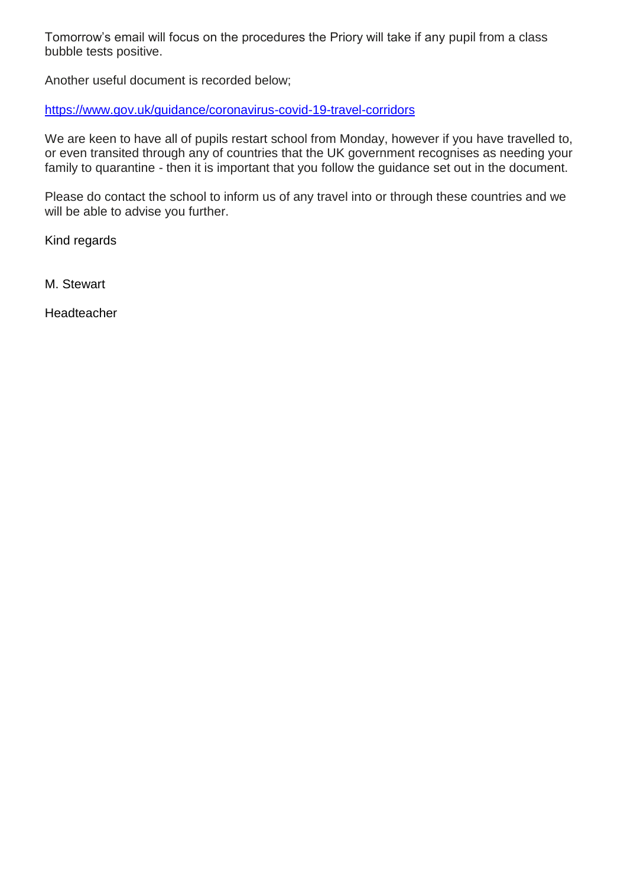Tomorrow's email will focus on the procedures the Priory will take if any pupil from a class bubble tests positive.

Another useful document is recorded below;

[https://www.gov.uk/guidance/coronavirus-covid-19-travel-corridors](https://www.gov.uk/guidance/coronavirus-covid-19-travel-corridors)

We are keen to have all of pupils restart school from Monday, however if you have travelled to, or even transited through any of countries that the UK government recognises as needing your family to quarantine - then it is important that you follow the guidance set out in the document.

Please do contact the school to inform us of any travel into or through these countries and we will be able to advise you further.

Kind regards

M. Stewart

Headteacher